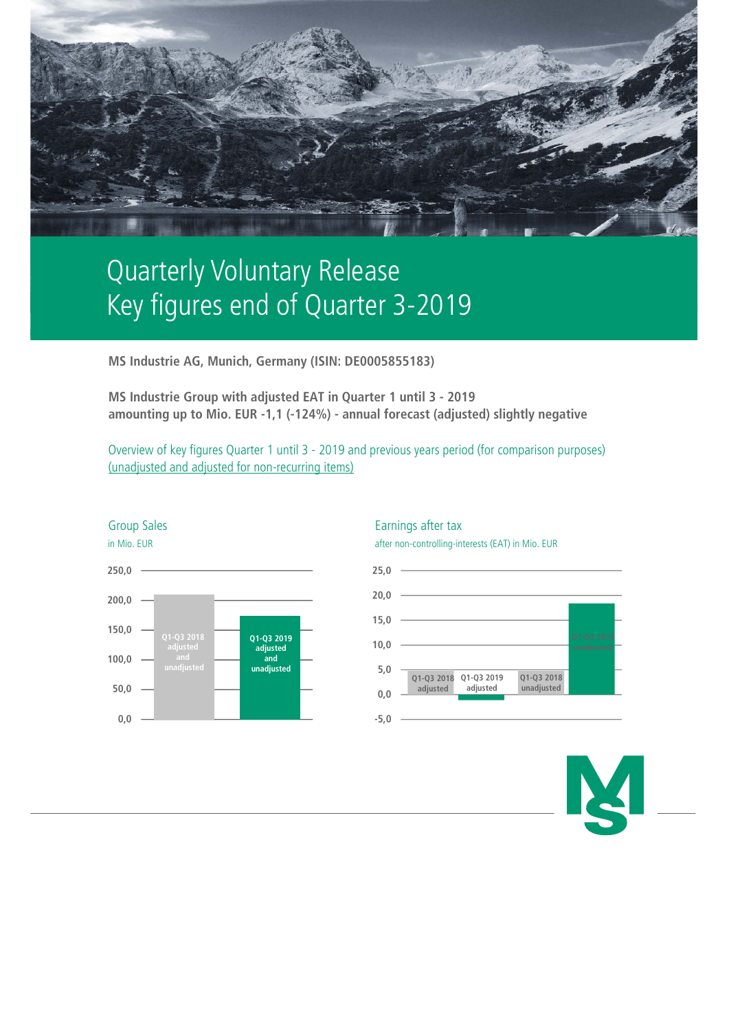# Quarterly Voluntary Release
# Key figures end of Quarter 3-2019

**MS Industrie AG, Munich, Germany (ISIN: DE0005855183)**

**MS Industrie Group with adjusted EAT in Quarter 1 until 3 - 2019 amounting up to Mio. EUR -1,1 (-124%) - annual forecast (adjusted) slightly negative**

Overview of key figures Quarter 1 until 3 - 2019 and previous years period (for comparison purposes)
(unadjusted and adjusted for non-recurring items)

## Group Sales

in Mio. EUR

250,0
200,0
150,0
100,0
50,0
0,0

Q1-Q3 2018 adjusted and unadjusted

Q1-Q3 2019 adjusted and unadjusted

## Earnings after tax

after non-controlling-interests (EAT) in Mio. EUR

25,0
20,0
15,0
10,0
5,0
0,0
-5,0

Q1-Q3 2018 adjusted

Q1-Q3 2019 adjusted

Q1-Q3 2018 unadjusted

Q1-Q3 2019 unadjusted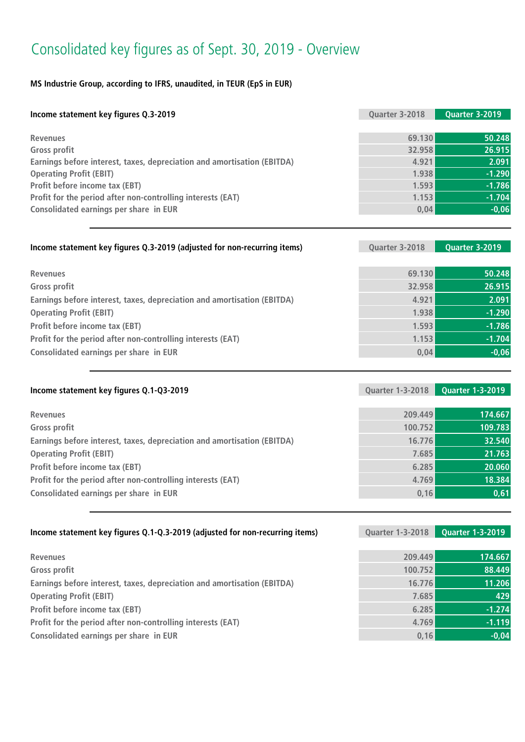# Consolidated key figures as of Sept. 30, 2019 - Overview

**MS Industrie Group, according to IFRS, unaudited, in TEUR (EpS in EUR)**

| Income statement key figures Q.3-2019 | Quarter 3-2018 | Quarter 3-2019 |
|---|---|---|
| Revenues | 69.130 | 50.248 |
| Gross profit | 32.958 | 26.915 |
| Earnings before interest, taxes, depreciation and amortisation (EBITDA) | 4.921 | 2.091 |
| Operating Profit (EBIT) | 1.938 | -1.290 |
| Profit before income tax (EBT) | 1.593 | -1.786 |
| Profit for the period after non-controlling interests (EAT) | 1.153 | -1.704 |
| Consolidated earnings per share in EUR | 0,04 | -0,06 |

| Income statement key figures Q.3-2019 (adjusted for non-recurring items) | Quarter 3-2018 | Quarter 3-2019 |
|---|---|---|
| Revenues | 69.130 | 50.248 |
| Gross profit | 32.958 | 26.915 |
| Earnings before interest, taxes, depreciation and amortisation (EBITDA) | 4.921 | 2.091 |
| Operating Profit (EBIT) | 1.938 | -1.290 |
| Profit before income tax (EBT) | 1.593 | -1.786 |
| Profit for the period after non-controlling interests (EAT) | 1.153 | -1.704 |
| Consolidated earnings per share in EUR | 0,04 | -0,06 |

| Income statement key figures Q.1-Q3-2019 | Quarter 1-3-2018 | Quarter 1-3-2019 |
|---|---|---|
| Revenues | 209.449 | 174.667 |
| Gross profit | 100.752 | 109.783 |
| Earnings before interest, taxes, depreciation and amortisation (EBITDA) | 16.776 | 32.540 |
| Operating Profit (EBIT) | 7.685 | 21.763 |
| Profit before income tax (EBT) | 6.285 | 20.060 |
| Profit for the period after non-controlling interests (EAT) | 4.769 | 18.384 |
| Consolidated earnings per share in EUR | 0,16 | 0,61 |

| Income statement key figures Q.1-Q.3-2019 (adjusted for non-recurring items) | Quarter 1-3-2018 | Quarter 1-3-2019 |
|---|---|---|
| Revenues | 209.449 | 174.667 |
| Gross profit | 100.752 | 88.449 |
| Earnings before interest, taxes, depreciation and amortisation (EBITDA) | 16.776 | 11.206 |
| Operating Profit (EBIT) | 7.685 | 429 |
| Profit before income tax (EBT) | 6.285 | -1.274 |
| Profit for the period after non-controlling interests (EAT) | 4.769 | -1.119 |
| Consolidated earnings per share in EUR | 0,16 | -0,04 |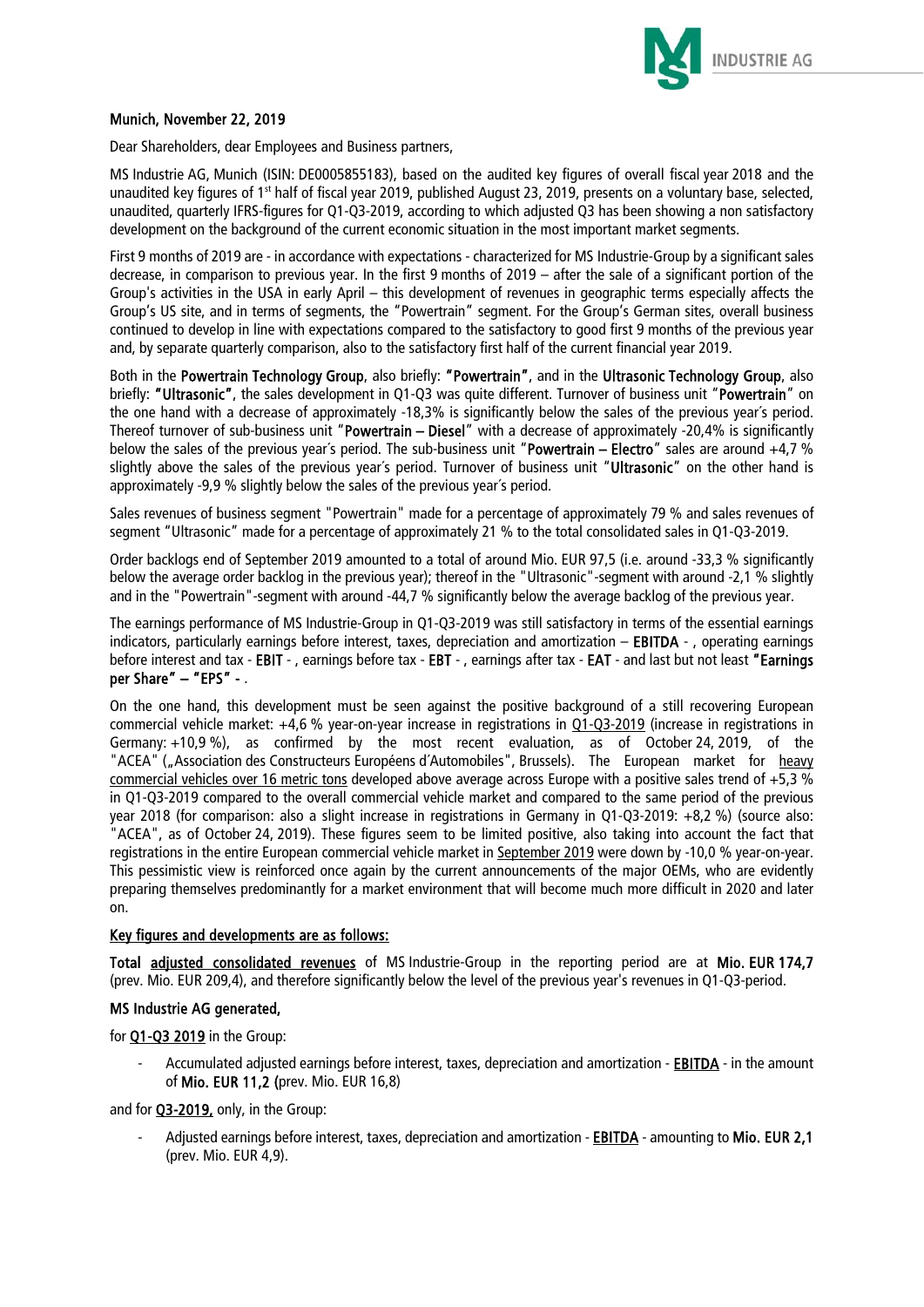Munich, November 22, 2019

Dear Shareholders, dear Employees and Business partners,

MS Industrie AG, Munich (ISIN: DE0005855183), based on the audited key figures of overall fiscal year 2018 and the unaudited key figures of 1st half of fiscal year 2019, published August 23, 2019, presents on a voluntary base, selected, unaudited, quarterly IFRS-figures for Q1-Q3-2019, according to which adjusted Q3 has been showing a non satisfactory development on the background of the current economic situation in the most important market segments.

First 9 months of 2019 are - in accordance with expectations - characterized for MS Industrie-Group by a significant sales decrease, in comparison to previous year. In the first 9 months of 2019 – after the sale of a significant portion of the Group's activities in the USA in early April – this development of revenues in geographic terms especially affects the Group's US site, and in terms of segments, the "Powertrain" segment. For the Group's German sites, overall business continued to develop in line with expectations compared to the satisfactory to good first 9 months of the previous year and, by separate quarterly comparison, also to the satisfactory first half of the current financial year 2019.

Both in the **Powertrain Technology Group**, also briefly: **"Powertrain"**, and in the **Ultrasonic Technology Group**, also briefly: **"Ultrasonic"**, the sales development in Q1-Q3 was quite different. Turnover of business unit "**Powertrain**" on the one hand with a decrease of approximately -18,3% is significantly below the sales of the previous year´s period. Thereof turnover of sub-business unit "**Powertrain – Diesel**" with a decrease of approximately -20,4% is significantly below the sales of the previous year´s period. The sub-business unit "**Powertrain – Electro**" sales are around +4,7 % slightly above the sales of the previous year´s period. Turnover of business unit "**Ultrasonic**" on the other hand is approximately -9,9 % slightly below the sales of the previous year´s period.

Sales revenues of business segment "Powertrain" made for a percentage of approximately 79 % and sales revenues of segment "Ultrasonic" made for a percentage of approximately 21 % to the total consolidated sales in Q1-Q3-2019.

Order backlogs end of September 2019 amounted to a total of around Mio. EUR 97,5 (i.e. around -33,3 % significantly below the average order backlog in the previous year); thereof in the "Ultrasonic"-segment with around -2,1 % slightly and in the "Powertrain"-segment with around -44,7 % significantly below the average backlog of the previous year.

The earnings performance of MS Industrie-Group in Q1-Q3-2019 was still satisfactory in terms of the essential earnings indicators, particularly earnings before interest, taxes, depreciation and amortization – **EBITDA** - , operating earnings before interest and tax - **EBIT** - , earnings before tax - **EBT** - , earnings after tax - **EAT** - and last but not least **"Earnings per Share" – "EPS" -** .

On the one hand, this development must be seen against the positive background of a still recovering European commercial vehicle market: +4,6 % year-on-year increase in registrations in Q1-Q3-2019 (increase in registrations in Germany: +10,9 %), as confirmed by the most recent evaluation, as of October 24, 2019, of the "ACEA" („Association des Constructeurs Européens d´Automobiles", Brussels). The European market for heavy commercial vehicles over 16 metric tons developed above average across Europe with a positive sales trend of +5,3 % in Q1-Q3-2019 compared to the overall commercial vehicle market and compared to the same period of the previous year 2018 (for comparison: also a slight increase in registrations in Germany in Q1-Q3-2019: +8,2 %) (source also: "ACEA", as of October 24, 2019). These figures seem to be limited positive, also taking into account the fact that registrations in the entire European commercial vehicle market in September 2019 were down by -10,0 % year-on-year. This pessimistic view is reinforced once again by the current announcements of the major OEMs, who are evidently preparing themselves predominantly for a market environment that will become much more difficult in 2020 and later on.

**Key figures and developments are as follows:**

**Total adjusted consolidated revenues** of MS Industrie-Group in the reporting period are at **Mio. EUR 174,7** (prev. Mio. EUR 209,4), and therefore significantly below the level of the previous year's revenues in Q1-Q3-period.

**MS Industrie AG generated,**

for **Q1-Q3 2019** in the Group:

- Accumulated adjusted earnings before interest, taxes, depreciation and amortization - **EBITDA** - in the amount of **Mio. EUR 11,2** (prev. Mio. EUR 16,8)

and for **Q3-2019**, only, in the Group:

- Adjusted earnings before interest, taxes, depreciation and amortization - **EBITDA** - amounting to **Mio. EUR 2,1** (prev. Mio. EUR 4,9).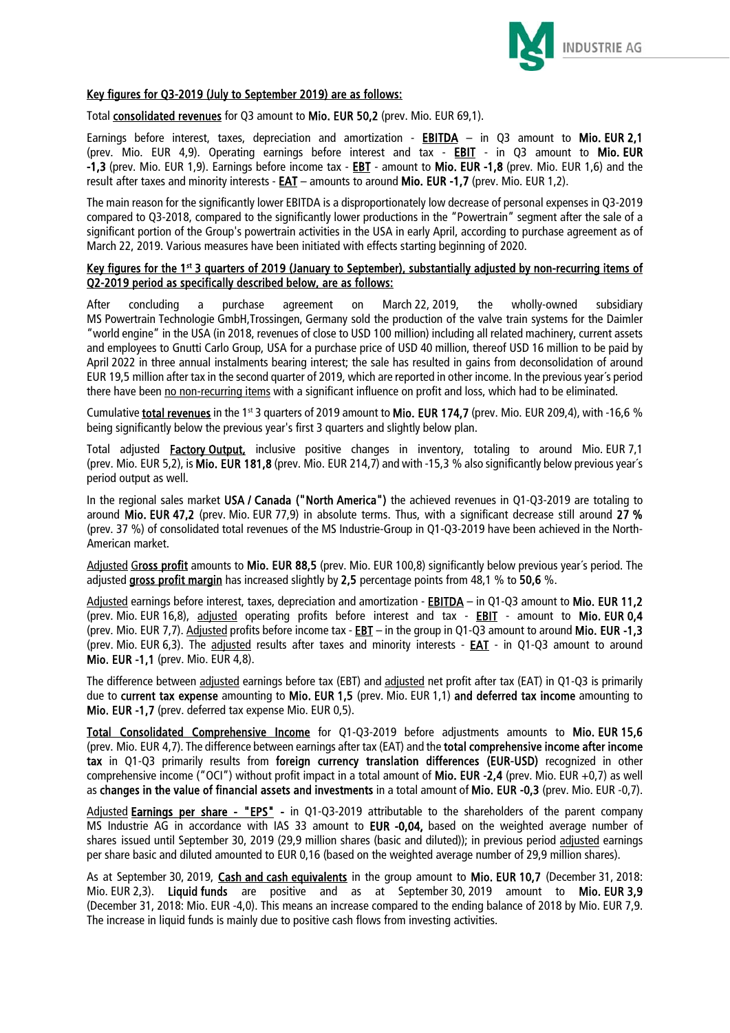**Key figures for Q3-2019 (July to September 2019) are as follows:**

Total **consolidated revenues** for Q3 amount to **Mio. EUR 50,2** (prev. Mio. EUR 69,1).

Earnings before interest, taxes, depreciation and amortization - **EBITDA** – in Q3 amount to **Mio. EUR 2,1** (prev. Mio. EUR 4,9). Operating earnings before interest and tax - **EBIT** - in Q3 amount to **Mio. EUR -1,3** (prev. Mio. EUR 1,9). Earnings before income tax - **EBT** - amount to **Mio. EUR -1,8** (prev. Mio. EUR 1,6) and the result after taxes and minority interests - **EAT** – amounts to around **Mio. EUR -1,7** (prev. Mio. EUR 1,2).

The main reason for the significantly lower EBITDA is a disproportionately low decrease of personal expenses in Q3-2019 compared to Q3-2018, compared to the significantly lower productions in the "Powertrain" segment after the sale of a significant portion of the Group's powertrain activities in the USA in early April, according to purchase agreement as of March 22, 2019. Various measures have been initiated with effects starting beginning of 2020.

**Key figures for the 1st 3 quarters of 2019 (January to September), substantially adjusted by non-recurring items of Q2-2019 period as specifically described below, are as follows:**

After concluding a purchase agreement on March 22, 2019, the wholly-owned subsidiary MS Powertrain Technologie GmbH,Trossingen, Germany sold the production of the valve train systems for the Daimler "world engine" in the USA (in 2018, revenues of close to USD 100 million) including all related machinery, current assets and employees to Gnutti Carlo Group, USA for a purchase price of USD 40 million, thereof USD 16 million to be paid by April 2022 in three annual instalments bearing interest; the sale has resulted in gains from deconsolidation of around EUR 19,5 million after tax in the second quarter of 2019, which are reported in other income. In the previous year´s period there have been no non-recurring items with a significant influence on profit and loss, which had to be eliminated.

Cumulative **total revenues** in the 1st 3 quarters of 2019 amount to **Mio. EUR 174,7** (prev. Mio. EUR 209,4), with -16,6 % being significantly below the previous year's first 3 quarters and slightly below plan.

Total adjusted **Factory Output,** inclusive positive changes in inventory, totaling to around Mio. EUR 7,1 (prev. Mio. EUR 5,2), is **Mio. EUR 181,8** (prev. Mio. EUR 214,7) and with -15,3 % also significantly below previous year´s period output as well.

In the regional sales market **USA / Canada ("North America")** the achieved revenues in Q1-Q3-2019 are totaling to around **Mio. EUR 47,2** (prev. Mio. EUR 77,9) in absolute terms. Thus, with a significant decrease still around **27 %** (prev. 37 %) of consolidated total revenues of the MS Industrie-Group in Q1-Q3-2019 have been achieved in the North-American market.

Adjusted **Gross profit** amounts to **Mio. EUR 88,5** (prev. Mio. EUR 100,8) significantly below previous year´s period. The adjusted **gross profit margin** has increased slightly by **2,5** percentage points from 48,1 % to **50,6** %.

Adjusted earnings before interest, taxes, depreciation and amortization - **EBITDA** – in Q1-Q3 amount to **Mio. EUR 11,2** (prev. Mio. EUR 16,8), adjusted operating profits before interest and tax - **EBIT** - amount to **Mio. EUR 0,4** (prev. Mio. EUR 7,7). Adjusted profits before income tax - **EBT** – in the group in Q1-Q3 amount to around **Mio. EUR -1,3** (prev. Mio. EUR 6,3). The adjusted results after taxes and minority interests - **EAT** - in Q1-Q3 amount to around **Mio. EUR -1,1** (prev. Mio. EUR 4,8).

The difference between adjusted earnings before tax (EBT) and adjusted net profit after tax (EAT) in Q1-Q3 is primarily due to **current tax expense** amounting to **Mio. EUR 1,5** (prev. Mio. EUR 1,1) **and deferred tax income** amounting to **Mio. EUR -1,7** (prev. deferred tax expense Mio. EUR 0,5).

**Total Consolidated Comprehensive Income** for Q1-Q3-2019 before adjustments amounts to **Mio. EUR 15,6** (prev. Mio. EUR 4,7). The difference between earnings after tax (EAT) and the **total comprehensive income after income tax** in Q1-Q3 primarily results from **foreign currency translation differences (EUR-USD)** recognized in other comprehensive income ("OCI") without profit impact in a total amount of **Mio. EUR -2,4** (prev. Mio. EUR +0,7) as well as **changes in the value of financial assets and investments** in a total amount of **Mio. EUR -0,3** (prev. Mio. EUR -0,7).

Adjusted **Earnings per share - "EPS" -** in Q1-Q3-2019 attributable to the shareholders of the parent company MS Industrie AG in accordance with IAS 33 amount to **EUR -0,04,** based on the weighted average number of shares issued until September 30, 2019 (29,9 million shares (basic and diluted)); in previous period adjusted earnings per share basic and diluted amounted to EUR 0,16 (based on the weighted average number of 29,9 million shares).

As at September 30, 2019, **Cash and cash equivalents** in the group amount to **Mio. EUR 10,7** (December 31, 2018: Mio. EUR 2,3). **Liquid funds** are positive and as at September 30, 2019 amount to **Mio. EUR 3,9** (December 31, 2018: Mio. EUR -4,0). This means an increase compared to the ending balance of 2018 by Mio. EUR 7,9. The increase in liquid funds is mainly due to positive cash flows from investing activities.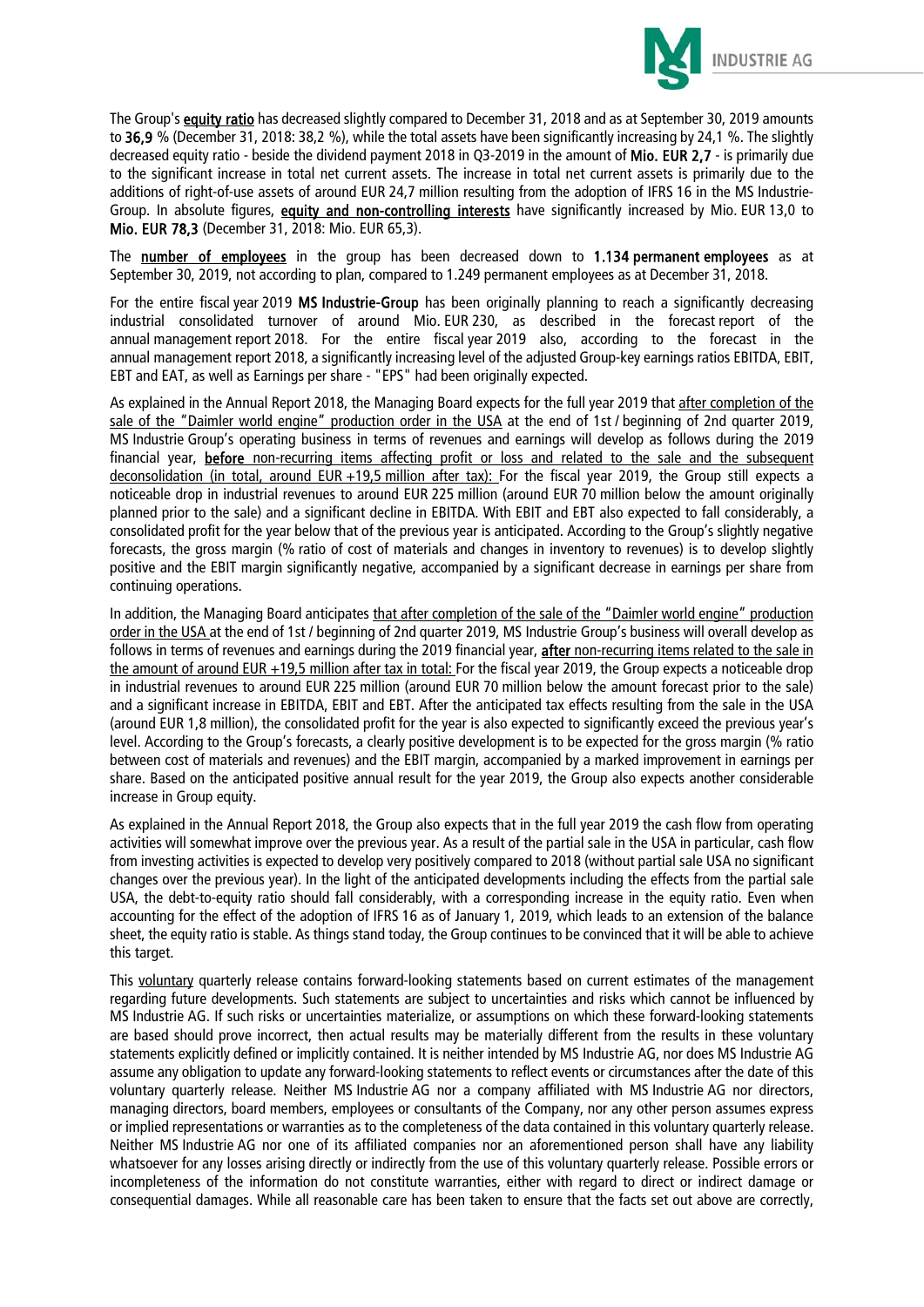The Group's **equity ratio** has decreased slightly compared to December 31, 2018 and as at September 30, 2019 amounts to **36,9** % (December 31, 2018: 38,2 %), while the total assets have been significantly increasing by 24,1 %. The slightly decreased equity ratio - beside the dividend payment 2018 in Q3-2019 in the amount of **Mio. EUR 2,7** - is primarily due to the significant increase in total net current assets. The increase in total net current assets is primarily due to the additions of right-of-use assets of around EUR 24,7 million resulting from the adoption of IFRS 16 in the MS Industrie-Group. In absolute figures, **equity and non-controlling interests** have significantly increased by Mio. EUR 13,0 to **Mio. EUR 78,3** (December 31, 2018: Mio. EUR 65,3).

The **number of employees** in the group has been decreased down to **1.134 permanent employees** as at September 30, 2019, not according to plan, compared to 1.249 permanent employees as at December 31, 2018.

For the entire fiscal year 2019 **MS Industrie-Group** has been originally planning to reach a significantly decreasing industrial consolidated turnover of around Mio. EUR 230, as described in the forecast report of the annual management report 2018. For the entire fiscal year 2019 also, according to the forecast in the annual management report 2018, a significantly increasing level of the adjusted Group-key earnings ratios EBITDA, EBIT, EBT and EAT, as well as Earnings per share - "EPS" had been originally expected.

As explained in the Annual Report 2018, the Managing Board expects for the full year 2019 that after completion of the sale of the "Daimler world engine" production order in the USA at the end of 1st / beginning of 2nd quarter 2019, MS Industrie Group's operating business in terms of revenues and earnings will develop as follows during the 2019 financial year, **before** non-recurring items affecting profit or loss and related to the sale and the subsequent deconsolidation (in total, around EUR +19,5 million after tax): For the fiscal year 2019, the Group still expects a noticeable drop in industrial revenues to around EUR 225 million (around EUR 70 million below the amount originally planned prior to the sale) and a significant decline in EBITDA. With EBIT and EBT also expected to fall considerably, a consolidated profit for the year below that of the previous year is anticipated. According to the Group's slightly negative forecasts, the gross margin (% ratio of cost of materials and changes in inventory to revenues) is to develop slightly positive and the EBIT margin significantly negative, accompanied by a significant decrease in earnings per share from continuing operations.

In addition, the Managing Board anticipates that after completion of the sale of the "Daimler world engine" production order in the USA at the end of 1st / beginning of 2nd quarter 2019, MS Industrie Group's business will overall develop as follows in terms of revenues and earnings during the 2019 financial year, **after** non-recurring items related to the sale in the amount of around EUR +19,5 million after tax in total: For the fiscal year 2019, the Group expects a noticeable drop in industrial revenues to around EUR 225 million (around EUR 70 million below the amount forecast prior to the sale) and a significant increase in EBITDA, EBIT and EBT. After the anticipated tax effects resulting from the sale in the USA (around EUR 1,8 million), the consolidated profit for the year is also expected to significantly exceed the previous year's level. According to the Group's forecasts, a clearly positive development is to be expected for the gross margin (% ratio between cost of materials and revenues) and the EBIT margin, accompanied by a marked improvement in earnings per share. Based on the anticipated positive annual result for the year 2019, the Group also expects another considerable increase in Group equity.

As explained in the Annual Report 2018, the Group also expects that in the full year 2019 the cash flow from operating activities will somewhat improve over the previous year. As a result of the partial sale in the USA in particular, cash flow from investing activities is expected to develop very positively compared to 2018 (without partial sale USA no significant changes over the previous year). In the light of the anticipated developments including the effects from the partial sale USA, the debt-to-equity ratio should fall considerably, with a corresponding increase in the equity ratio. Even when accounting for the effect of the adoption of IFRS 16 as of January 1, 2019, which leads to an extension of the balance sheet, the equity ratio is stable. As things stand today, the Group continues to be convinced that it will be able to achieve this target.

This voluntary quarterly release contains forward-looking statements based on current estimates of the management regarding future developments. Such statements are subject to uncertainties and risks which cannot be influenced by MS Industrie AG. If such risks or uncertainties materialize, or assumptions on which these forward-looking statements are based should prove incorrect, then actual results may be materially different from the results in these voluntary statements explicitly defined or implicitly contained. It is neither intended by MS Industrie AG, nor does MS Industrie AG assume any obligation to update any forward-looking statements to reflect events or circumstances after the date of this voluntary quarterly release. Neither MS Industrie AG nor a company affiliated with MS Industrie AG nor directors, managing directors, board members, employees or consultants of the Company, nor any other person assumes express or implied representations or warranties as to the completeness of the data contained in this voluntary quarterly release. Neither MS Industrie AG nor one of its affiliated companies nor an aforementioned person shall have any liability whatsoever for any losses arising directly or indirectly from the use of this voluntary quarterly release. Possible errors or incompleteness of the information do not constitute warranties, either with regard to direct or indirect damage or consequential damages. While all reasonable care has been taken to ensure that the facts set out above are correctly,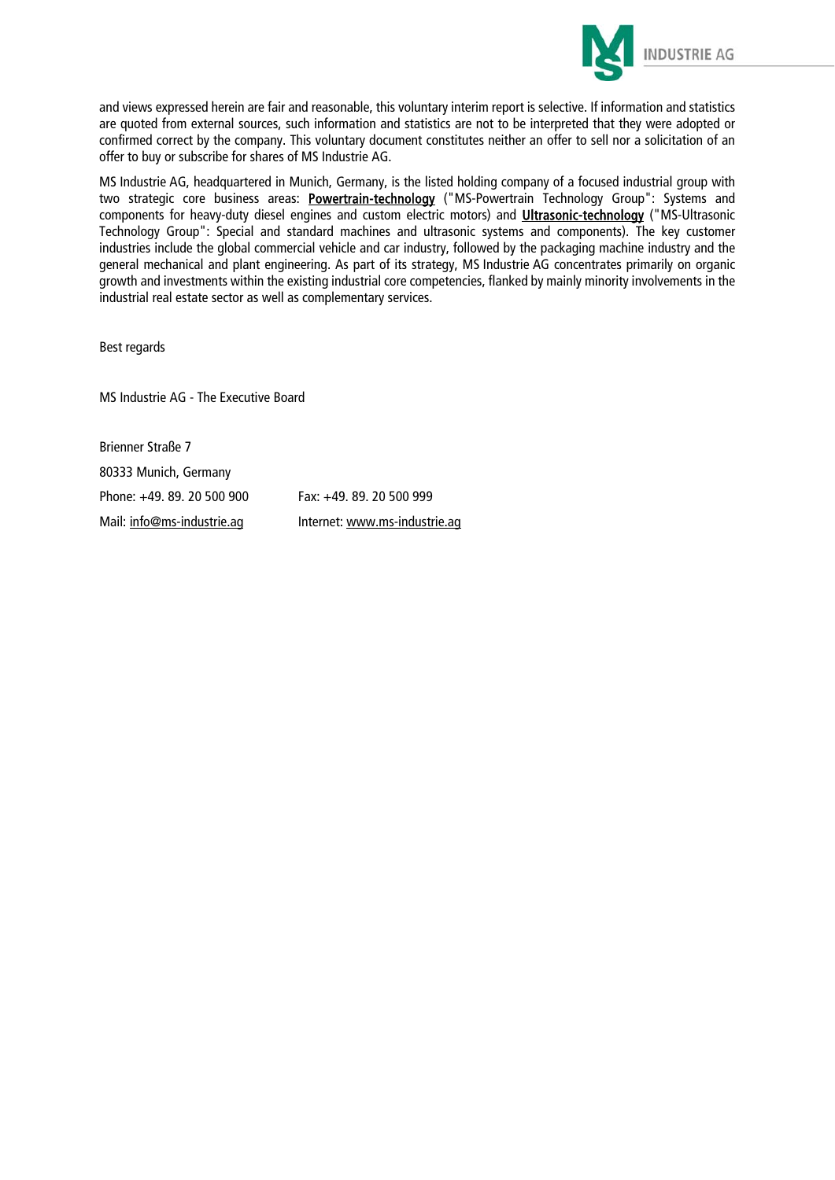and views expressed herein are fair and reasonable, this voluntary interim report is selective. If information and statistics are quoted from external sources, such information and statistics are not to be interpreted that they were adopted or confirmed correct by the company. This voluntary document constitutes neither an offer to sell nor a solicitation of an offer to buy or subscribe for shares of MS Industrie AG.

MS Industrie AG, headquartered in Munich, Germany, is the listed holding company of a focused industrial group with two strategic core business areas: **Powertrain-technology** ("MS-Powertrain Technology Group": Systems and components for heavy-duty diesel engines and custom electric motors) and **Ultrasonic-technology** ("MS-Ultrasonic Technology Group": Special and standard machines and ultrasonic systems and components). The key customer industries include the global commercial vehicle and car industry, followed by the packaging machine industry and the general mechanical and plant engineering. As part of its strategy, MS Industrie AG concentrates primarily on organic growth and investments within the existing industrial core competencies, flanked by mainly minority involvements in the industrial real estate sector as well as complementary services.

Best regards

MS Industrie AG - The Executive Board

Brienner Straße 7

80333 Munich, Germany

Phone: +49. 89. 20 500 900    Fax: +49. 89. 20 500 999

Mail: info@ms-industrie.ag    Internet: www.ms-industrie.ag